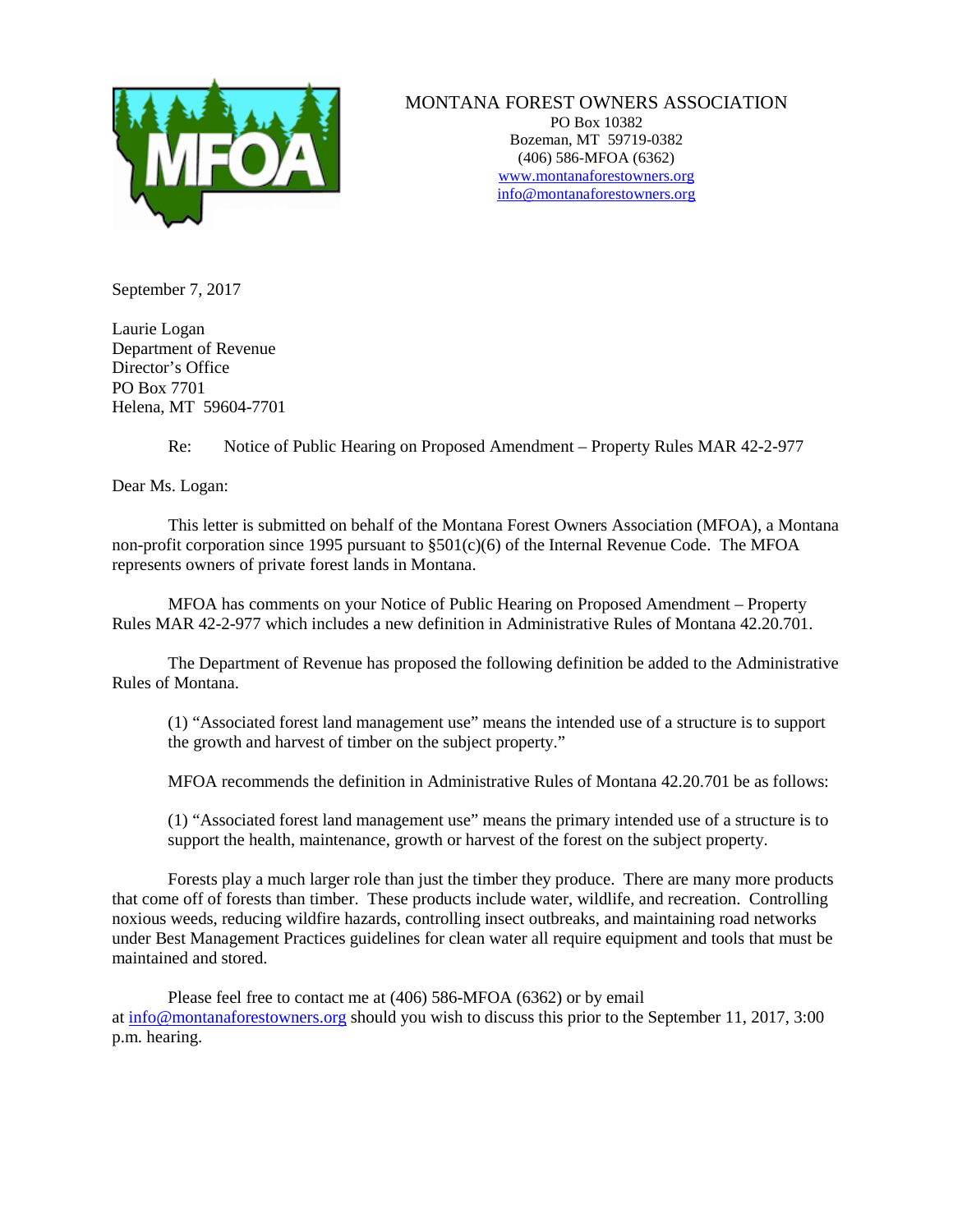MONTANA FOREST OWNERS ASSOCIATION
PO Box 10382
Bozeman, MT 59719-0382
(406) 586-MFOA (6362)
www.montanaforestowners.org
info@montanaforestowners.org

September 7, 2017

Laurie Logan
Department of Revenue
Director's Office
PO Box 7701
Helena, MT 59604-7701

Re: Notice of Public Hearing on Proposed Amendment – Property Rules MAR 42-2-977

Dear Ms. Logan:

This letter is submitted on behalf of the Montana Forest Owners Association (MFOA), a Montana non-profit corporation since 1995 pursuant to §501(c)(6) of the Internal Revenue Code. The MFOA represents owners of private forest lands in Montana.

MFOA has comments on your Notice of Public Hearing on Proposed Amendment – Property Rules MAR 42-2-977 which includes a new definition in Administrative Rules of Montana 42.20.701.

The Department of Revenue has proposed the following definition be added to the Administrative Rules of Montana.

> (1) "Associated forest land management use" means the intended use of a structure is to support the growth and harvest of timber on the subject property."

MFOA recommends the definition in Administrative Rules of Montana 42.20.701 be as follows:

> (1) "Associated forest land management use" means the primary intended use of a structure is to support the health, maintenance, growth or harvest of the forest on the subject property.

Forests play a much larger role than just the timber they produce. There are many more products that come off of forests than timber. These products include water, wildlife, and recreation. Controlling noxious weeds, reducing wildfire hazards, controlling insect outbreaks, and maintaining road networks under Best Management Practices guidelines for clean water all require equipment and tools that must be maintained and stored.

Please feel free to contact me at (406) 586-MFOA (6362) or by email at info@montanaforestowners.org should you wish to discuss this prior to the September 11, 2017, 3:00 p.m. hearing.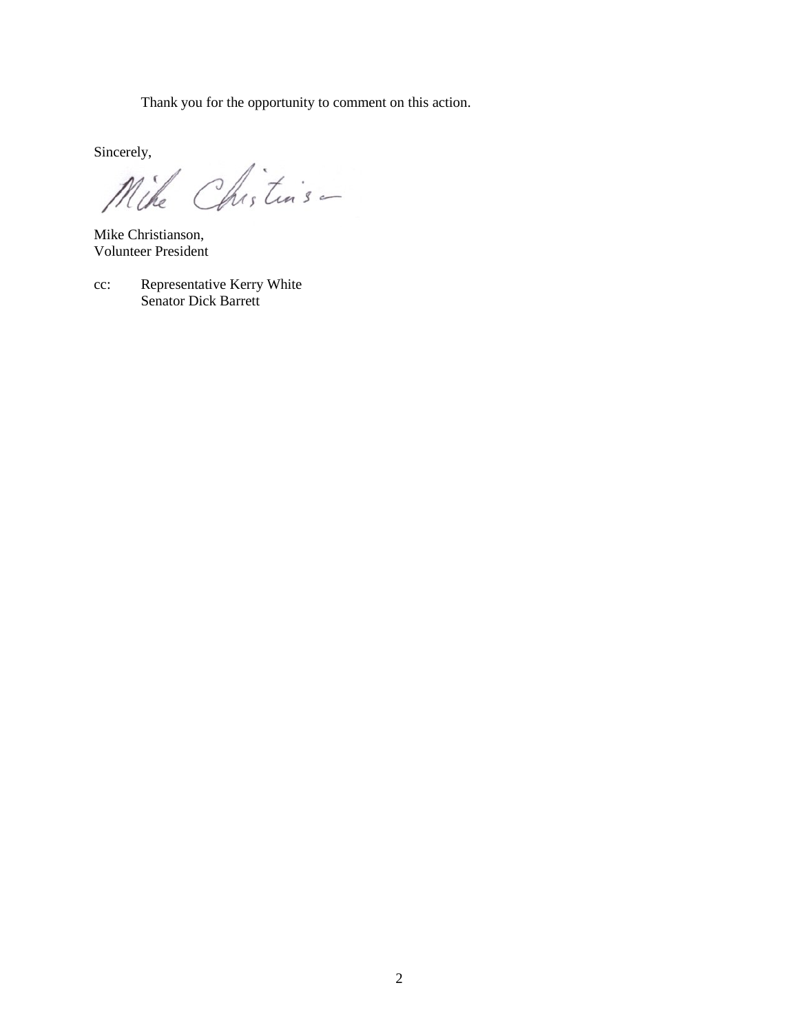Thank you for the opportunity to comment on this action.

Sincerely,

Mike Christianson,  
Volunteer President

cc: Representative Kerry White  
Senator Dick Barrett